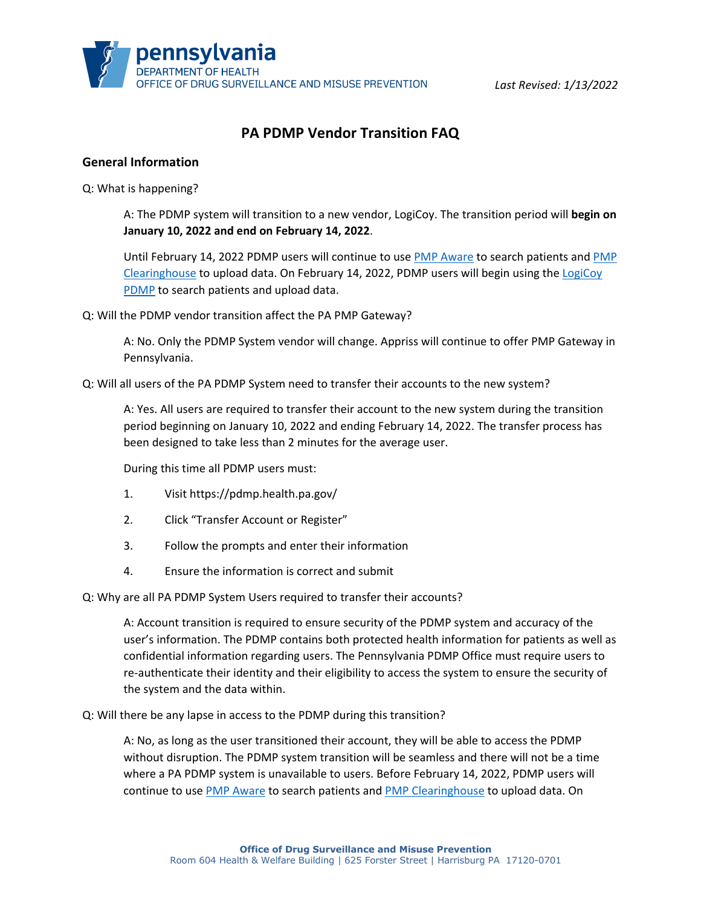pennsylvania
DEPARTMENT OF HEALTH
OFFICE OF DRUG SURVEILLANCE AND MISUSE PREVENTION

*Last Revised: 1/13/2022*

# PA PDMP Vendor Transition FAQ

## General Information

Q: What is happening?

> A: The PDMP system will transition to a new vendor, LogiCoy. The transition period will **begin on January 10, 2022 and end on February 14, 2022**.
>
> Until February 14, 2022 PDMP users will continue to use PMP Aware to search patients and PMP Clearinghouse to upload data. On February 14, 2022, PDMP users will begin using the LogiCoy PDMP to search patients and upload data.

Q: Will the PDMP vendor transition affect the PA PMP Gateway?

> A: No. Only the PDMP System vendor will change. Appriss will continue to offer PMP Gateway in Pennsylvania.

Q: Will all users of the PA PDMP System need to transfer their accounts to the new system?

> A: Yes. All users are required to transfer their account to the new system during the transition period beginning on January 10, 2022 and ending February 14, 2022. The transfer process has been designed to take less than 2 minutes for the average user.
>
> During this time all PDMP users must:
>
> 1. Visit https://pdmp.health.pa.gov/
> 2. Click "Transfer Account or Register"
> 3. Follow the prompts and enter their information
> 4. Ensure the information is correct and submit

Q: Why are all PA PDMP System Users required to transfer their accounts?

> A: Account transition is required to ensure security of the PDMP system and accuracy of the user's information. The PDMP contains both protected health information for patients as well as confidential information regarding users. The Pennsylvania PDMP Office must require users to re-authenticate their identity and their eligibility to access the system to ensure the security of the system and the data within.

Q: Will there be any lapse in access to the PDMP during this transition?

> A: No, as long as the user transitioned their account, they will be able to access the PDMP without disruption. The PDMP system transition will be seamless and there will not be a time where a PA PDMP system is unavailable to users. Before February 14, 2022, PDMP users will continue to use PMP Aware to search patients and PMP Clearinghouse to upload data. On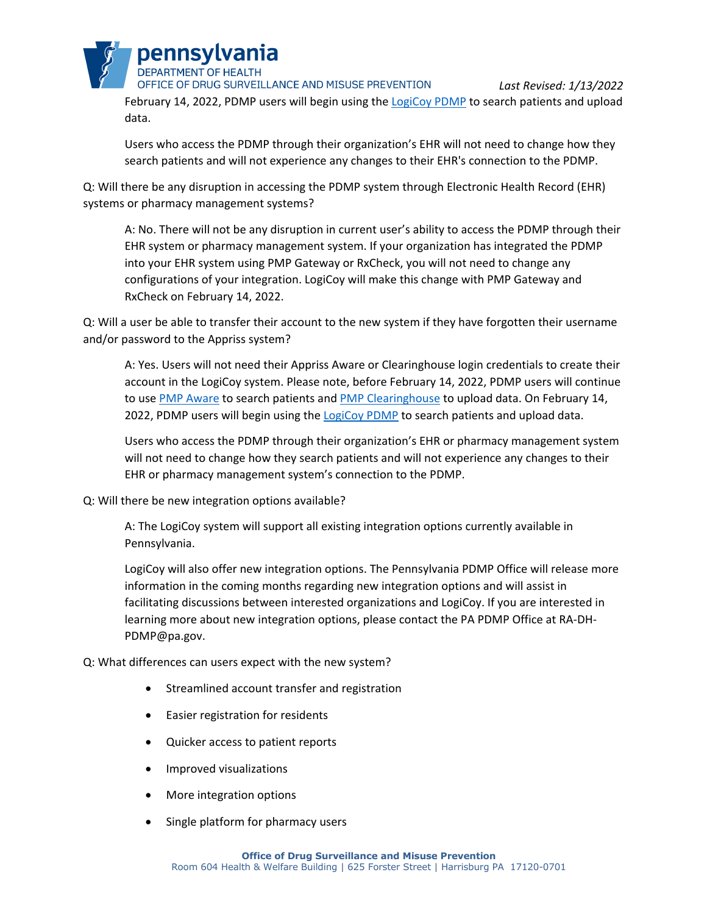February 14, 2022, PDMP users will begin using the [LogiCoy PDMP] to search patients and upload data.

Users who access the PDMP through their organization's EHR will not need to change how they search patients and will not experience any changes to their EHR's connection to the PDMP.

Q: Will there be any disruption in accessing the PDMP system through Electronic Health Record (EHR) systems or pharmacy management systems?

A: No. There will not be any disruption in current user's ability to access the PDMP through their EHR system or pharmacy management system. If your organization has integrated the PDMP into your EHR system using PMP Gateway or RxCheck, you will not need to change any configurations of your integration. LogiCoy will make this change with PMP Gateway and RxCheck on February 14, 2022.

Q: Will a user be able to transfer their account to the new system if they have forgotten their username and/or password to the Appriss system?

A: Yes. Users will not need their Appriss Aware or Clearinghouse login credentials to create their account in the LogiCoy system. Please note, before February 14, 2022, PDMP users will continue to use PMP Aware to search patients and PMP Clearinghouse to upload data. On February 14, 2022, PDMP users will begin using the LogiCoy PDMP to search patients and upload data.

Users who access the PDMP through their organization's EHR or pharmacy management system will not need to change how they search patients and will not experience any changes to their EHR or pharmacy management system's connection to the PDMP.

Q: Will there be new integration options available?

A: The LogiCoy system will support all existing integration options currently available in Pennsylvania.

LogiCoy will also offer new integration options. The Pennsylvania PDMP Office will release more information in the coming months regarding new integration options and will assist in facilitating discussions between interested organizations and LogiCoy. If you are interested in learning more about new integration options, please contact the PA PDMP Office at RA-DH-PDMP@pa.gov.

Q: What differences can users expect with the new system?

- Streamlined account transfer and registration
- Easier registration for residents
- Quicker access to patient reports
- Improved visualizations
- More integration options
- Single platform for pharmacy users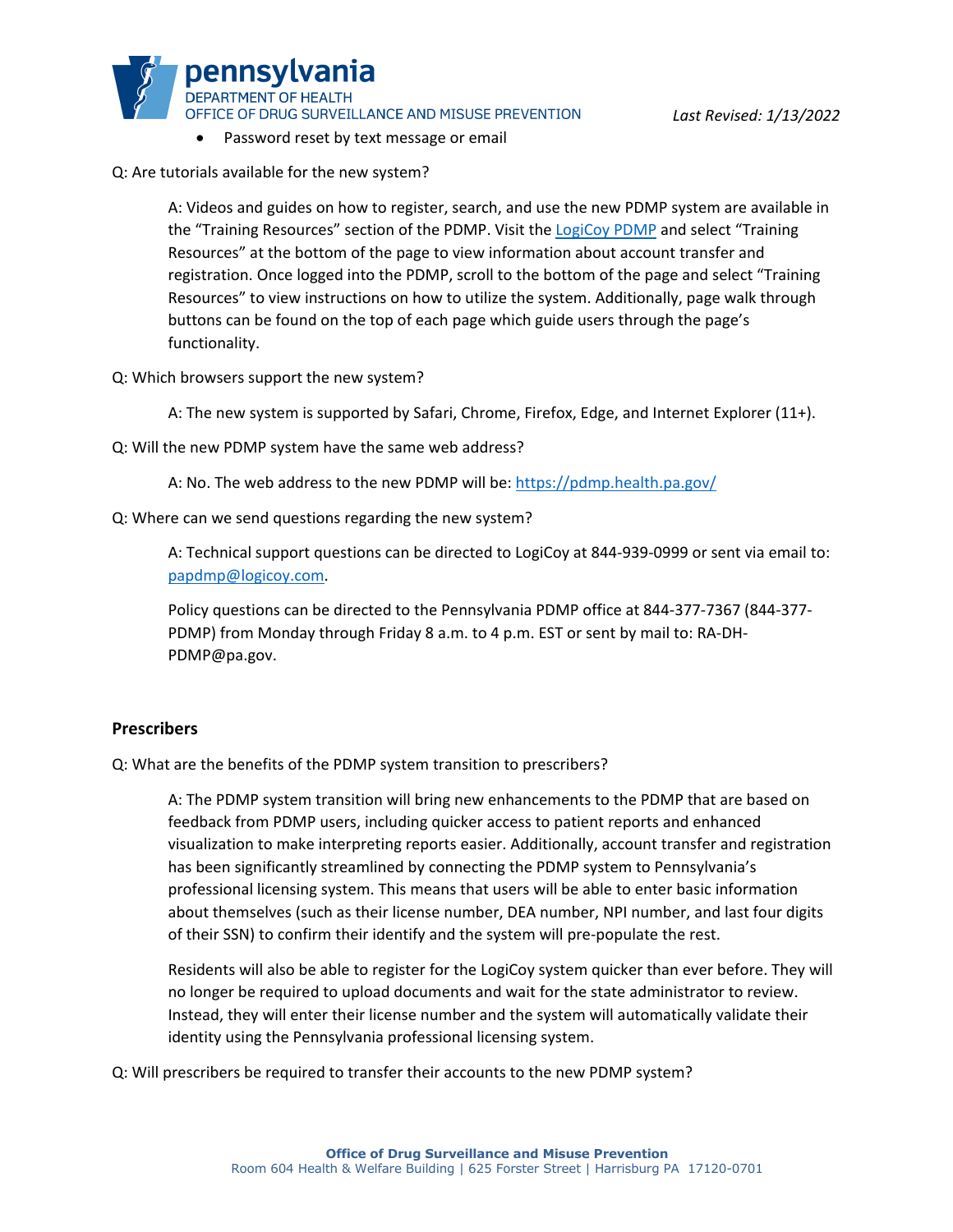- Password reset by text message or email

Q: Are tutorials available for the new system?

A: Videos and guides on how to register, search, and use the new PDMP system are available in the "Training Resources" section of the PDMP. Visit the [LogiCoy PDMP]() and select "Training Resources" at the bottom of the page to view information about account transfer and registration. Once logged into the PDMP, scroll to the bottom of the page and select "Training Resources" to view instructions on how to utilize the system. Additionally, page walk through buttons can be found on the top of each page which guide users through the page's functionality.

Q: Which browsers support the new system?

A: The new system is supported by Safari, Chrome, Firefox, Edge, and Internet Explorer (11+).

Q: Will the new PDMP system have the same web address?

A: No. The web address to the new PDMP will be: https://pdmp.health.pa.gov/

Q: Where can we send questions regarding the new system?

A: Technical support questions can be directed to LogiCoy at 844-939-0999 or sent via email to: papdmp@logicoy.com.

Policy questions can be directed to the Pennsylvania PDMP office at 844-377-7367 (844-377-PDMP) from Monday through Friday 8 a.m. to 4 p.m. EST or sent by mail to: RA-DH-PDMP@pa.gov.

## Prescribers

Q: What are the benefits of the PDMP system transition to prescribers?

A: The PDMP system transition will bring new enhancements to the PDMP that are based on feedback from PDMP users, including quicker access to patient reports and enhanced visualization to make interpreting reports easier. Additionally, account transfer and registration has been significantly streamlined by connecting the PDMP system to Pennsylvania's professional licensing system. This means that users will be able to enter basic information about themselves (such as their license number, DEA number, NPI number, and last four digits of their SSN) to confirm their identify and the system will pre-populate the rest.

Residents will also be able to register for the LogiCoy system quicker than ever before. They will no longer be required to upload documents and wait for the state administrator to review. Instead, they will enter their license number and the system will automatically validate their identity using the Pennsylvania professional licensing system.

Q: Will prescribers be required to transfer their accounts to the new PDMP system?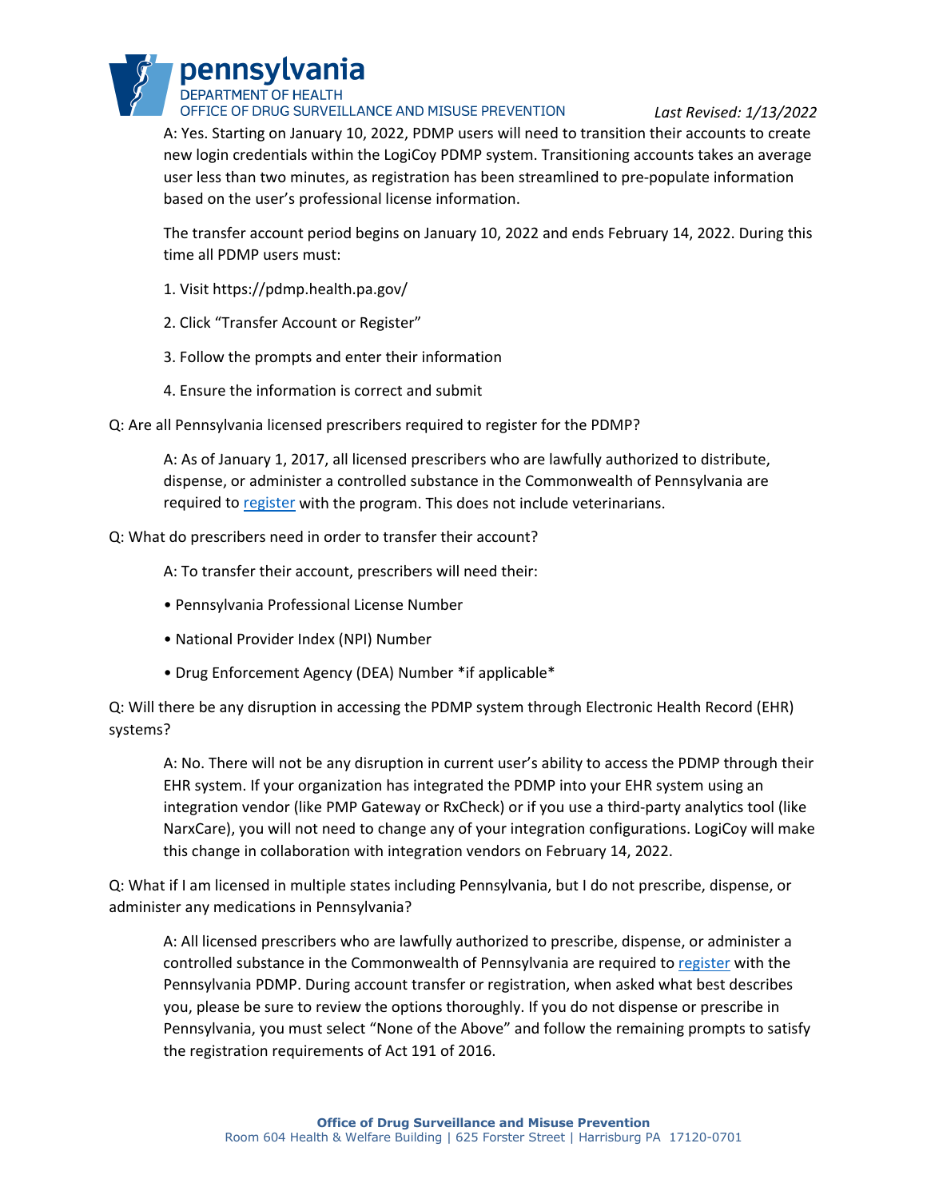A: Yes. Starting on January 10, 2022, PDMP users will need to transition their accounts to create new login credentials within the LogiCoy PDMP system. Transitioning accounts takes an average user less than two minutes, as registration has been streamlined to pre-populate information based on the user's professional license information.

The transfer account period begins on January 10, 2022 and ends February 14, 2022. During this time all PDMP users must:

1. Visit https://pdmp.health.pa.gov/

2. Click "Transfer Account or Register"

3. Follow the prompts and enter their information

4. Ensure the information is correct and submit

Q: Are all Pennsylvania licensed prescribers required to register for the PDMP?

A: As of January 1, 2017, all licensed prescribers who are lawfully authorized to distribute, dispense, or administer a controlled substance in the Commonwealth of Pennsylvania are required to register with the program. This does not include veterinarians.

Q: What do prescribers need in order to transfer their account?

A: To transfer their account, prescribers will need their:

- Pennsylvania Professional License Number
- National Provider Index (NPI) Number
- Drug Enforcement Agency (DEA) Number *if applicable*

Q: Will there be any disruption in accessing the PDMP system through Electronic Health Record (EHR) systems?

A: No. There will not be any disruption in current user's ability to access the PDMP through their EHR system. If your organization has integrated the PDMP into your EHR system using an integration vendor (like PMP Gateway or RxCheck) or if you use a third-party analytics tool (like NarxCare), you will not need to change any of your integration configurations. LogiCoy will make this change in collaboration with integration vendors on February 14, 2022.

Q: What if I am licensed in multiple states including Pennsylvania, but I do not prescribe, dispense, or administer any medications in Pennsylvania?

A: All licensed prescribers who are lawfully authorized to prescribe, dispense, or administer a controlled substance in the Commonwealth of Pennsylvania are required to register with the Pennsylvania PDMP. During account transfer or registration, when asked what best describes you, please be sure to review the options thoroughly. If you do not dispense or prescribe in Pennsylvania, you must select "None of the Above" and follow the remaining prompts to satisfy the registration requirements of Act 191 of 2016.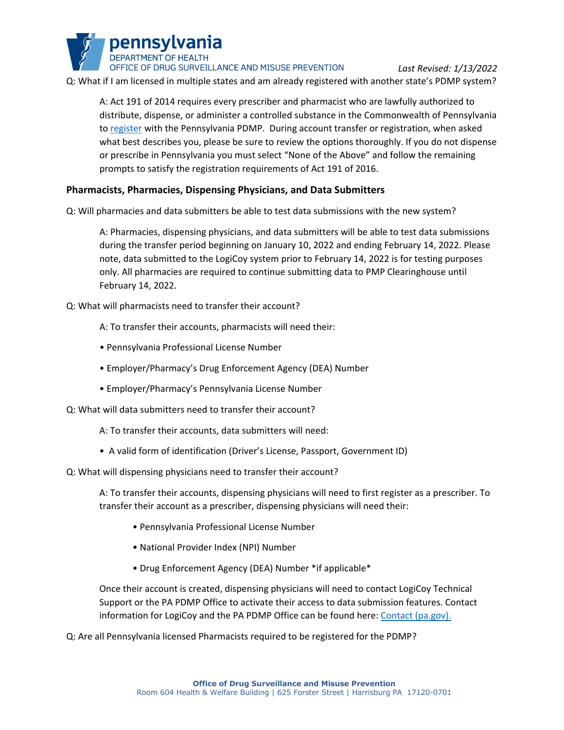Q: What if I am licensed in multiple states and am already registered with another state's PDMP system?

A: Act 191 of 2014 requires every prescriber and pharmacist who are lawfully authorized to distribute, dispense, or administer a controlled substance in the Commonwealth of Pennsylvania to register with the Pennsylvania PDMP. During account transfer or registration, when asked what best describes you, please be sure to review the options thoroughly. If you do not dispense or prescribe in Pennsylvania you must select "None of the Above" and follow the remaining prompts to satisfy the registration requirements of Act 191 of 2016.

## Pharmacists, Pharmacies, Dispensing Physicians, and Data Submitters

Q: Will pharmacies and data submitters be able to test data submissions with the new system?

A: Pharmacies, dispensing physicians, and data submitters will be able to test data submissions during the transfer period beginning on January 10, 2022 and ending February 14, 2022. Please note, data submitted to the LogiCoy system prior to February 14, 2022 is for testing purposes only. All pharmacies are required to continue submitting data to PMP Clearinghouse until February 14, 2022.

Q: What will pharmacists need to transfer their account?

A: To transfer their accounts, pharmacists will need their:

- Pennsylvania Professional License Number
- Employer/Pharmacy's Drug Enforcement Agency (DEA) Number
- Employer/Pharmacy's Pennsylvania License Number

Q: What will data submitters need to transfer their account?

A: To transfer their accounts, data submitters will need:

- A valid form of identification (Driver's License, Passport, Government ID)

Q: What will dispensing physicians need to transfer their account?

A: To transfer their accounts, dispensing physicians will need to first register as a prescriber. To transfer their account as a prescriber, dispensing physicians will need their:

- Pennsylvania Professional License Number
- National Provider Index (NPI) Number
- Drug Enforcement Agency (DEA) Number *if applicable*

Once their account is created, dispensing physicians will need to contact LogiCoy Technical Support or the PA PDMP Office to activate their access to data submission features. Contact information for LogiCoy and the PA PDMP Office can be found here: Contact (pa.gov).

Q: Are all Pennsylvania licensed Pharmacists required to be registered for the PDMP?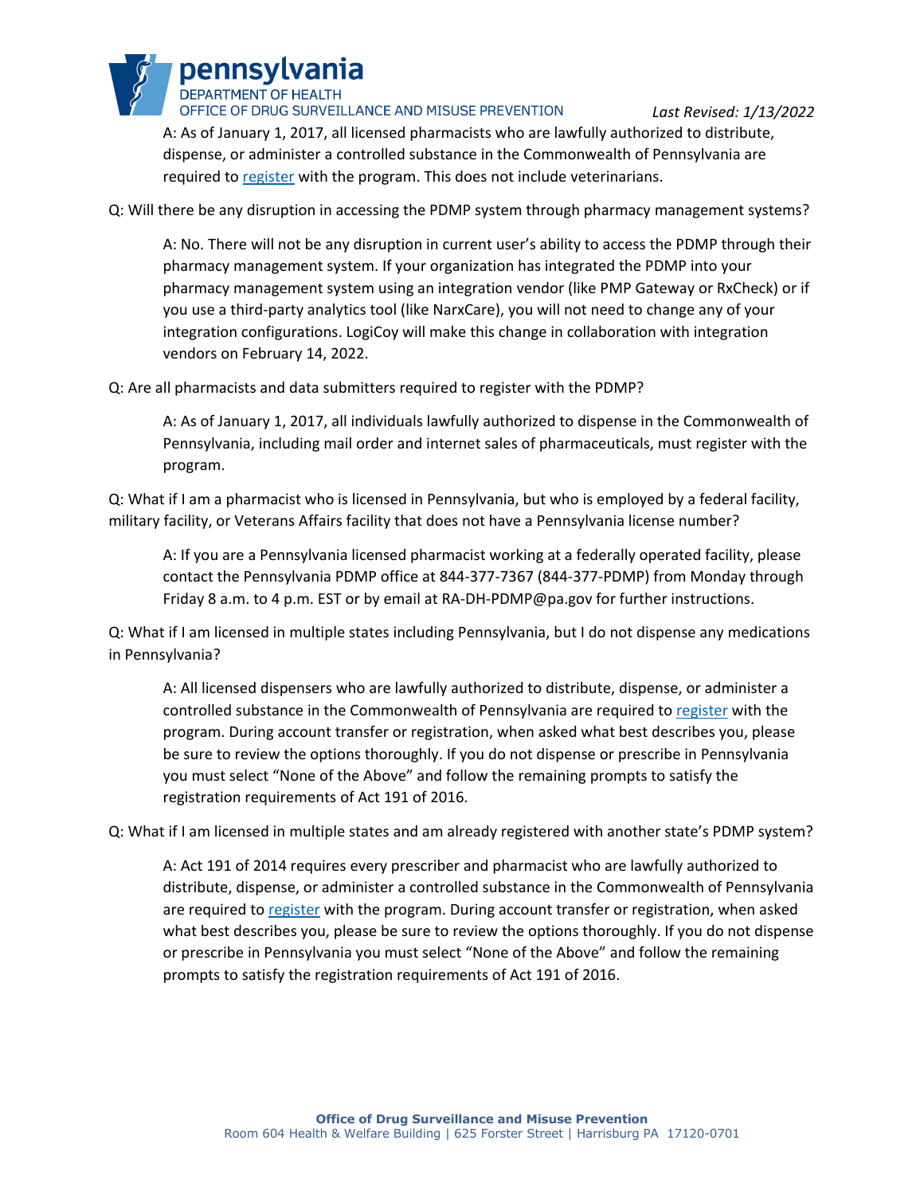A: As of January 1, 2017, all licensed pharmacists who are lawfully authorized to distribute, dispense, or administer a controlled substance in the Commonwealth of Pennsylvania are required to register with the program. This does not include veterinarians.

Q: Will there be any disruption in accessing the PDMP system through pharmacy management systems?

A: No. There will not be any disruption in current user's ability to access the PDMP through their pharmacy management system. If your organization has integrated the PDMP into your pharmacy management system using an integration vendor (like PMP Gateway or RxCheck) or if you use a third-party analytics tool (like NarxCare), you will not need to change any of your integration configurations. LogiCoy will make this change in collaboration with integration vendors on February 14, 2022.

Q: Are all pharmacists and data submitters required to register with the PDMP?

A: As of January 1, 2017, all individuals lawfully authorized to dispense in the Commonwealth of Pennsylvania, including mail order and internet sales of pharmaceuticals, must register with the program.

Q: What if I am a pharmacist who is licensed in Pennsylvania, but who is employed by a federal facility, military facility, or Veterans Affairs facility that does not have a Pennsylvania license number?

A: If you are a Pennsylvania licensed pharmacist working at a federally operated facility, please contact the Pennsylvania PDMP office at 844-377-7367 (844-377-PDMP) from Monday through Friday 8 a.m. to 4 p.m. EST or by email at RA-DH-PDMP@pa.gov for further instructions.

Q: What if I am licensed in multiple states including Pennsylvania, but I do not dispense any medications in Pennsylvania?

A: All licensed dispensers who are lawfully authorized to distribute, dispense, or administer a controlled substance in the Commonwealth of Pennsylvania are required to register with the program. During account transfer or registration, when asked what best describes you, please be sure to review the options thoroughly. If you do not dispense or prescribe in Pennsylvania you must select "None of the Above" and follow the remaining prompts to satisfy the registration requirements of Act 191 of 2016.

Q: What if I am licensed in multiple states and am already registered with another state's PDMP system?

A: Act 191 of 2014 requires every prescriber and pharmacist who are lawfully authorized to distribute, dispense, or administer a controlled substance in the Commonwealth of Pennsylvania are required to register with the program. During account transfer or registration, when asked what best describes you, please be sure to review the options thoroughly. If you do not dispense or prescribe in Pennsylvania you must select "None of the Above" and follow the remaining prompts to satisfy the registration requirements of Act 191 of 2016.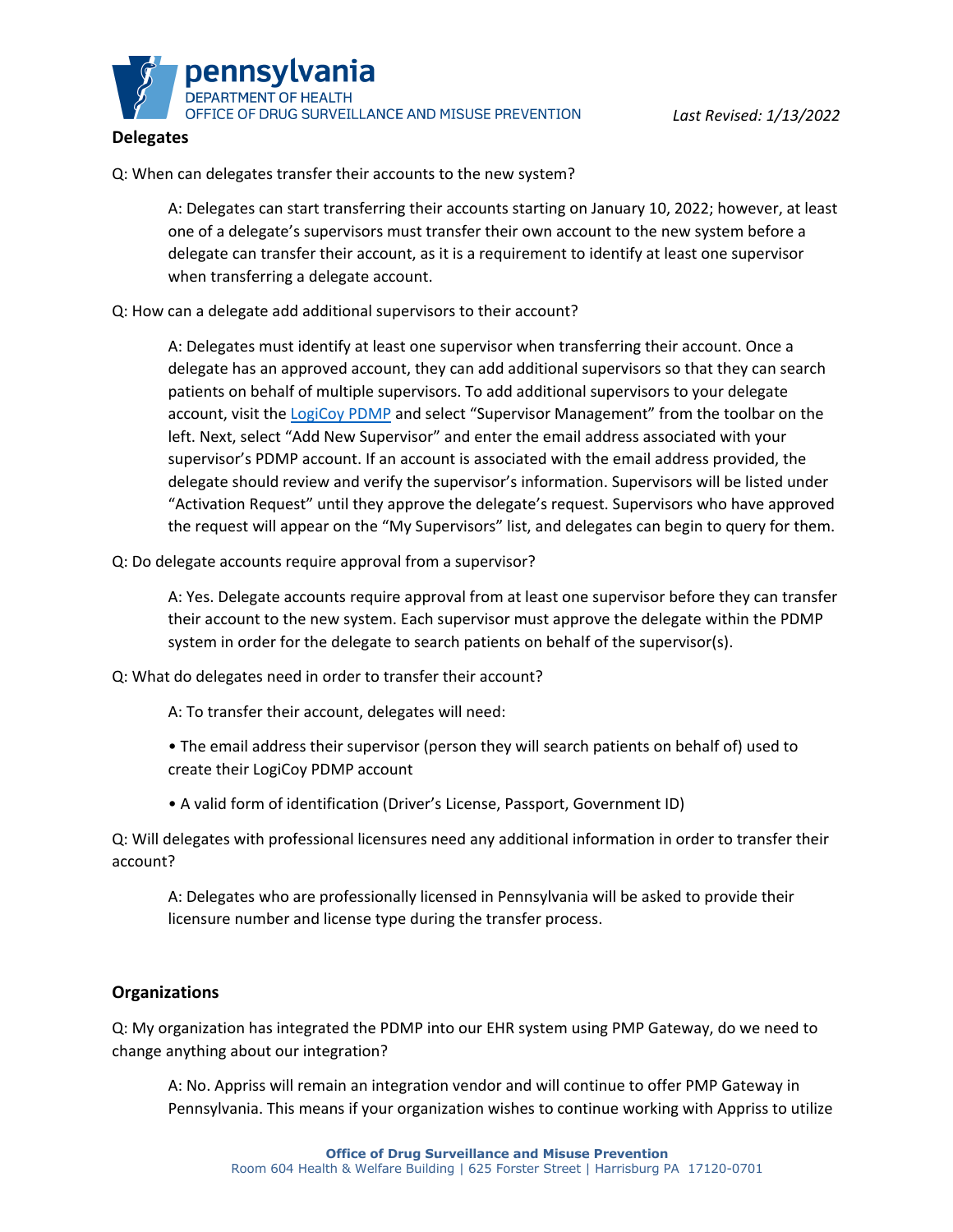## Delegates

Q: When can delegates transfer their accounts to the new system?

> A: Delegates can start transferring their accounts starting on January 10, 2022; however, at least one of a delegate's supervisors must transfer their own account to the new system before a delegate can transfer their account, as it is a requirement to identify at least one supervisor when transferring a delegate account.

Q: How can a delegate add additional supervisors to their account?

> A: Delegates must identify at least one supervisor when transferring their account. Once a delegate has an approved account, they can add additional supervisors so that they can search patients on behalf of multiple supervisors. To add additional supervisors to your delegate account, visit the LogiCoy PDMP and select "Supervisor Management" from the toolbar on the left. Next, select "Add New Supervisor" and enter the email address associated with your supervisor's PDMP account. If an account is associated with the email address provided, the delegate should review and verify the supervisor's information. Supervisors will be listed under "Activation Request" until they approve the delegate's request. Supervisors who have approved the request will appear on the "My Supervisors" list, and delegates can begin to query for them.

Q: Do delegate accounts require approval from a supervisor?

> A: Yes. Delegate accounts require approval from at least one supervisor before they can transfer their account to the new system. Each supervisor must approve the delegate within the PDMP system in order for the delegate to search patients on behalf of the supervisor(s).

Q: What do delegates need in order to transfer their account?

> A: To transfer their account, delegates will need:
>
> - The email address their supervisor (person they will search patients on behalf of) used to create their LogiCoy PDMP account
> - A valid form of identification (Driver's License, Passport, Government ID)

Q: Will delegates with professional licensures need any additional information in order to transfer their account?

> A: Delegates who are professionally licensed in Pennsylvania will be asked to provide their licensure number and license type during the transfer process.

## Organizations

Q: My organization has integrated the PDMP into our EHR system using PMP Gateway, do we need to change anything about our integration?

> A: No. Appriss will remain an integration vendor and will continue to offer PMP Gateway in Pennsylvania. This means if your organization wishes to continue working with Appriss to utilize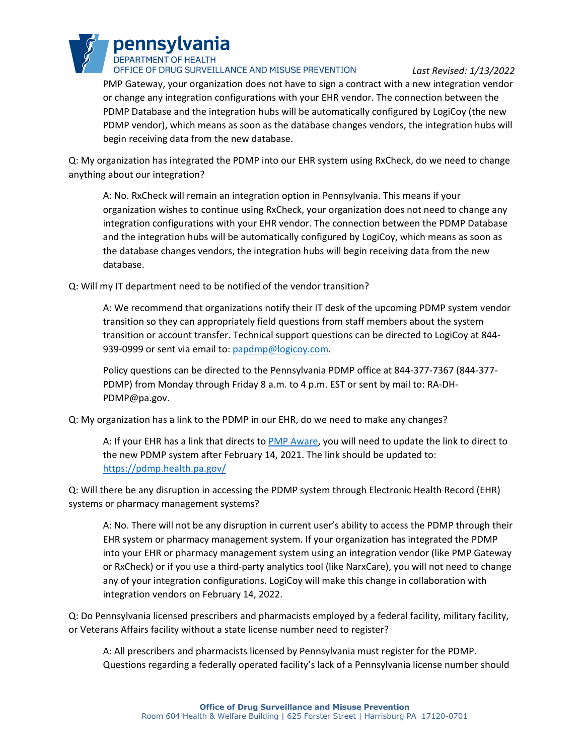PMP Gateway, your organization does not have to sign a contract with a new integration vendor or change any integration configurations with your EHR vendor. The connection between the PDMP Database and the integration hubs will be automatically configured by LogiCoy (the new PDMP vendor), which means as soon as the database changes vendors, the integration hubs will begin receiving data from the new database.

Q: My organization has integrated the PDMP into our EHR system using RxCheck, do we need to change anything about our integration?

> A: No. RxCheck will remain an integration option in Pennsylvania. This means if your organization wishes to continue using RxCheck, your organization does not need to change any integration configurations with your EHR vendor. The connection between the PDMP Database and the integration hubs will be automatically configured by LogiCoy, which means as soon as the database changes vendors, the integration hubs will begin receiving data from the new database.

Q: Will my IT department need to be notified of the vendor transition?

> A: We recommend that organizations notify their IT desk of the upcoming PDMP system vendor transition so they can appropriately field questions from staff members about the system transition or account transfer. Technical support questions can be directed to LogiCoy at 844-939-0999 or sent via email to: papdmp@logicoy.com.
>
> Policy questions can be directed to the Pennsylvania PDMP office at 844-377-7367 (844-377-PDMP) from Monday through Friday 8 a.m. to 4 p.m. EST or sent by mail to: RA-DH-PDMP@pa.gov.

Q: My organization has a link to the PDMP in our EHR, do we need to make any changes?

> A: If your EHR has a link that directs to PMP Aware, you will need to update the link to direct to the new PDMP system after February 14, 2021. The link should be updated to: https://pdmp.health.pa.gov/

Q: Will there be any disruption in accessing the PDMP system through Electronic Health Record (EHR) systems or pharmacy management systems?

> A: No. There will not be any disruption in current user's ability to access the PDMP through their EHR system or pharmacy management system. If your organization has integrated the PDMP into your EHR or pharmacy management system using an integration vendor (like PMP Gateway or RxCheck) or if you use a third-party analytics tool (like NarxCare), you will not need to change any of your integration configurations. LogiCoy will make this change in collaboration with integration vendors on February 14, 2022.

Q: Do Pennsylvania licensed prescribers and pharmacists employed by a federal facility, military facility, or Veterans Affairs facility without a state license number need to register?

> A: All prescribers and pharmacists licensed by Pennsylvania must register for the PDMP. Questions regarding a federally operated facility's lack of a Pennsylvania license number should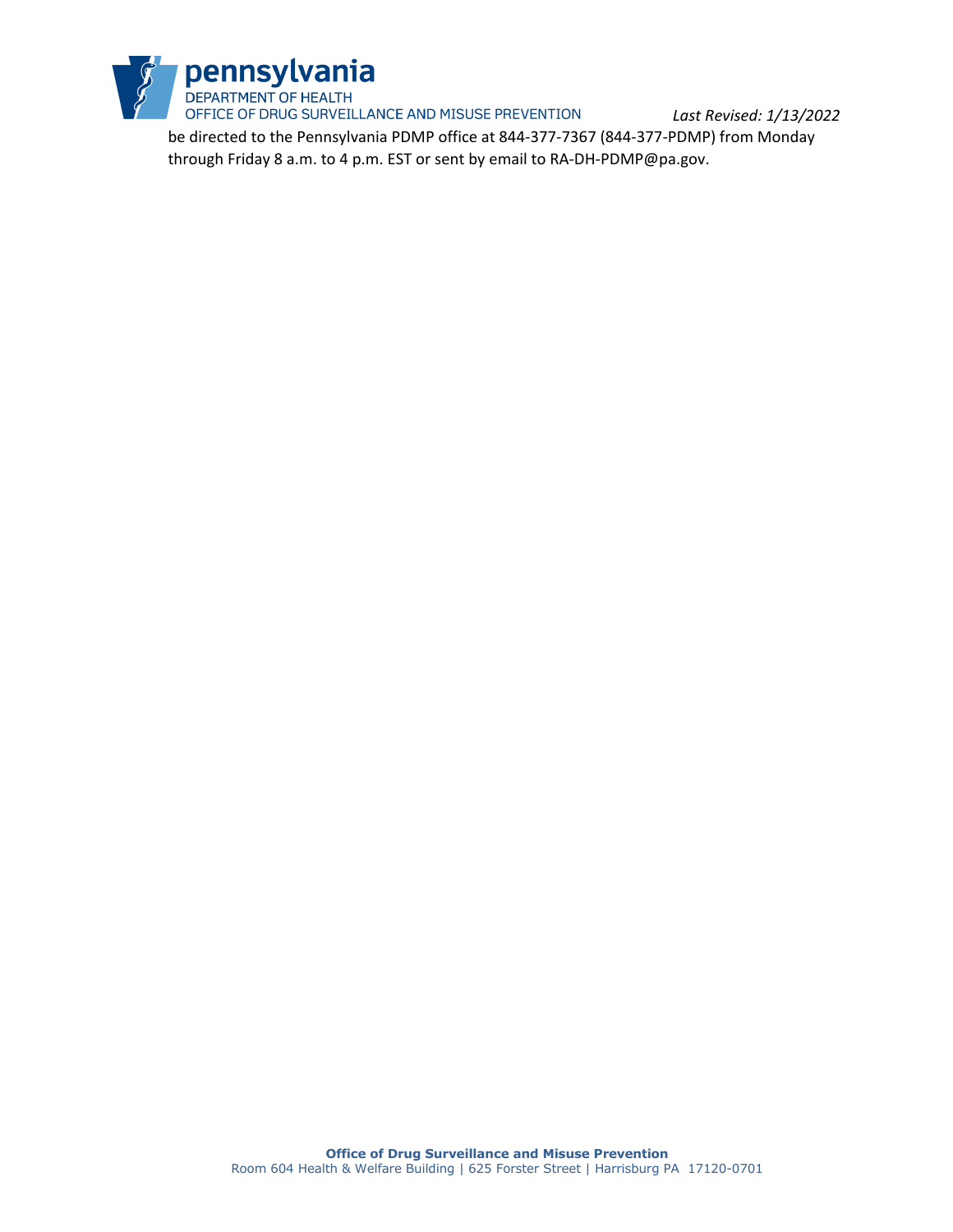be directed to the Pennsylvania PDMP office at 844-377-7367 (844-377-PDMP) from Monday through Friday 8 a.m. to 4 p.m. EST or sent by email to RA-DH-PDMP@pa.gov.